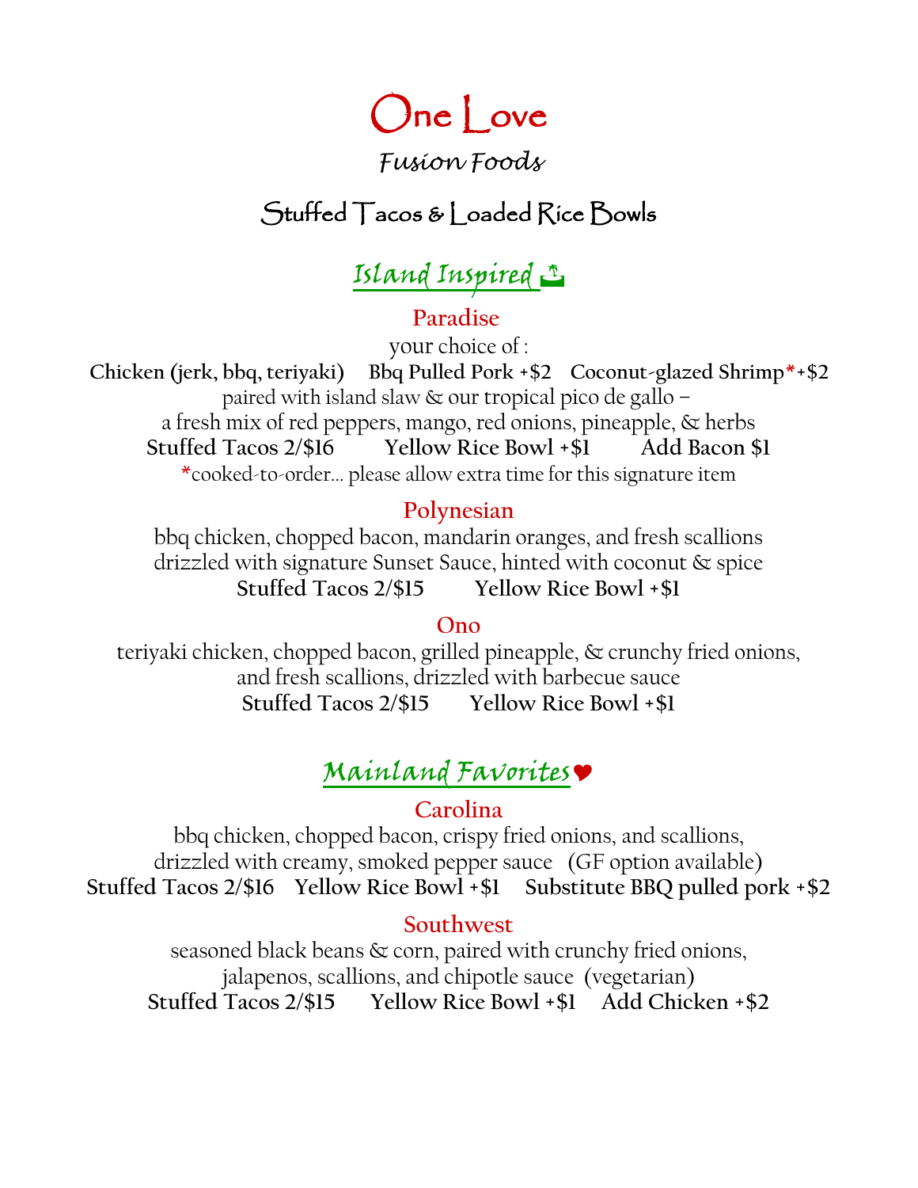# One Love

## *Fusion Foods*

## Stuffed Tacos & Loaded Rice Bowls

## *Island Inspired* ⛱

### Paradise

your choice of :

**Chicken (jerk, bbq, teriyaki)  Bbq Pulled Pork +$2  Coconut-glazed Shrimp*+$2**

paired with island slaw & our tropical pico de gallo –
a fresh mix of red peppers, mango, red onions, pineapple, & herbs

**Stuffed Tacos 2/$16  Yellow Rice Bowl +$1  Add Bacon $1**

*cooked-to-order… please allow extra time for this signature item

### Polynesian

bbq chicken, chopped bacon, mandarin oranges, and fresh scallions
drizzled with signature Sunset Sauce, hinted with coconut & spice

**Stuffed Tacos 2/$15  Yellow Rice Bowl +$1**

### Ono

teriyaki chicken, chopped bacon, grilled pineapple, & crunchy fried onions,
and fresh scallions, drizzled with barbecue sauce

**Stuffed Tacos 2/$15  Yellow Rice Bowl +$1**

## *Mainland Favorites* ♥

### Carolina

bbq chicken, chopped bacon, crispy fried onions, and scallions,
drizzled with creamy, smoked pepper sauce (GF option available)

**Stuffed Tacos 2/$16  Yellow Rice Bowl +$1  Substitute BBQ pulled pork +$2**

### Southwest

seasoned black beans & corn, paired with crunchy fried onions,
jalapenos, scallions, and chipotle sauce (vegetarian)

**Stuffed Tacos 2/$15  Yellow Rice Bowl +$1  Add Chicken +$2**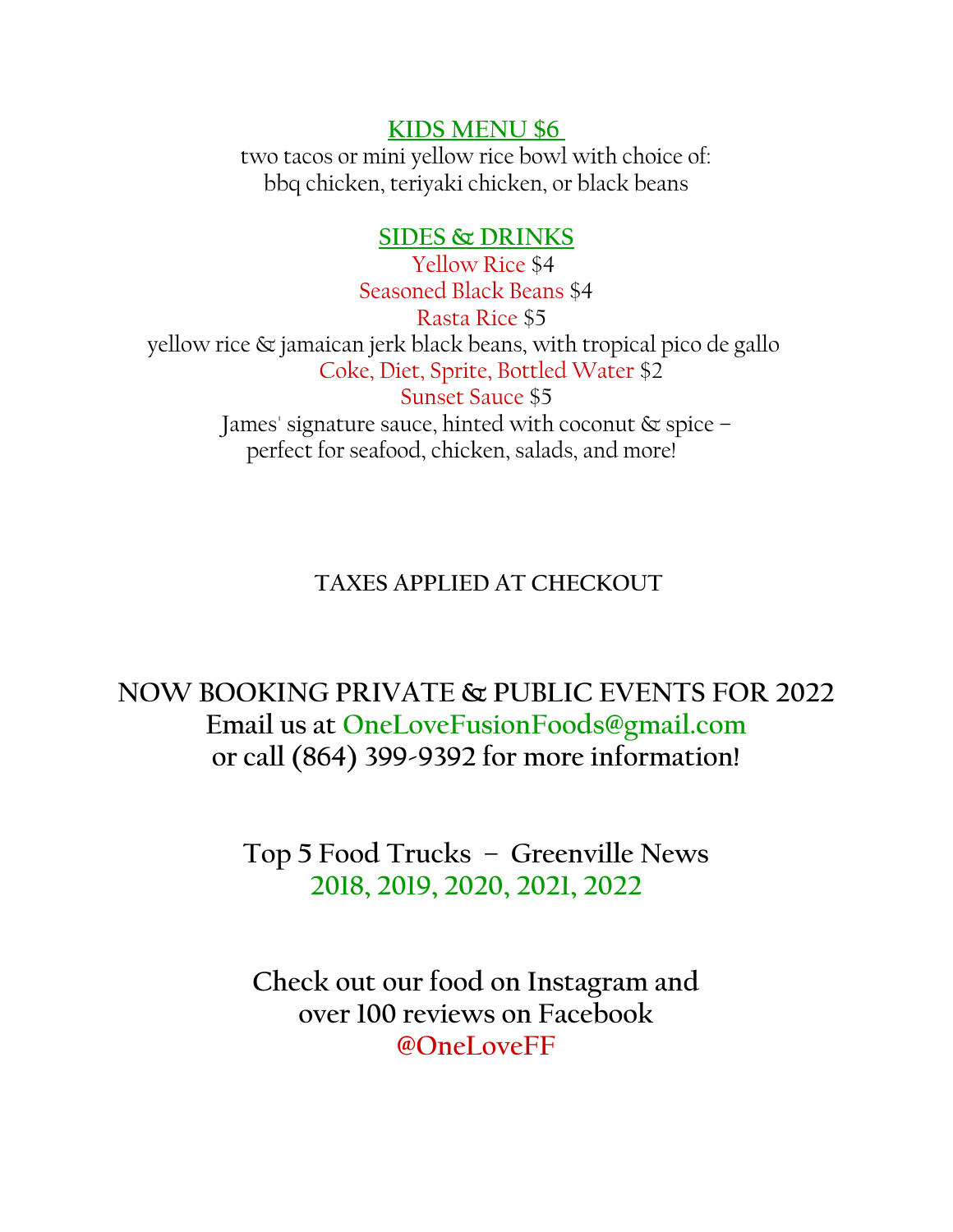## KIDS MENU $6

two tacos or mini yellow rice bowl with choice of:
bbq chicken, teriyaki chicken, or black beans

## SIDES & DRINKS

Yellow Rice $4

Seasoned Black Beans $4

Rasta Rice $5
yellow rice & jamaican jerk black beans, with tropical pico de gallo

Coke, Diet, Sprite, Bottled Water $2

Sunset Sauce $5
James' signature sauce, hinted with coconut & spice –
perfect for seafood, chicken, salads, and more!

**TAXES APPLIED AT CHECKOUT**

**NOW BOOKING PRIVATE & PUBLIC EVENTS FOR 2022**
**Email us at OneLoveFusionFoods@gmail.com**
**or call (864) 399-9392 for more information!**

**Top 5 Food Trucks – Greenville News**
**2018, 2019, 2020, 2021, 2022**

**Check out our food on Instagram and**
**over 100 reviews on Facebook**
**@OneLoveFF**